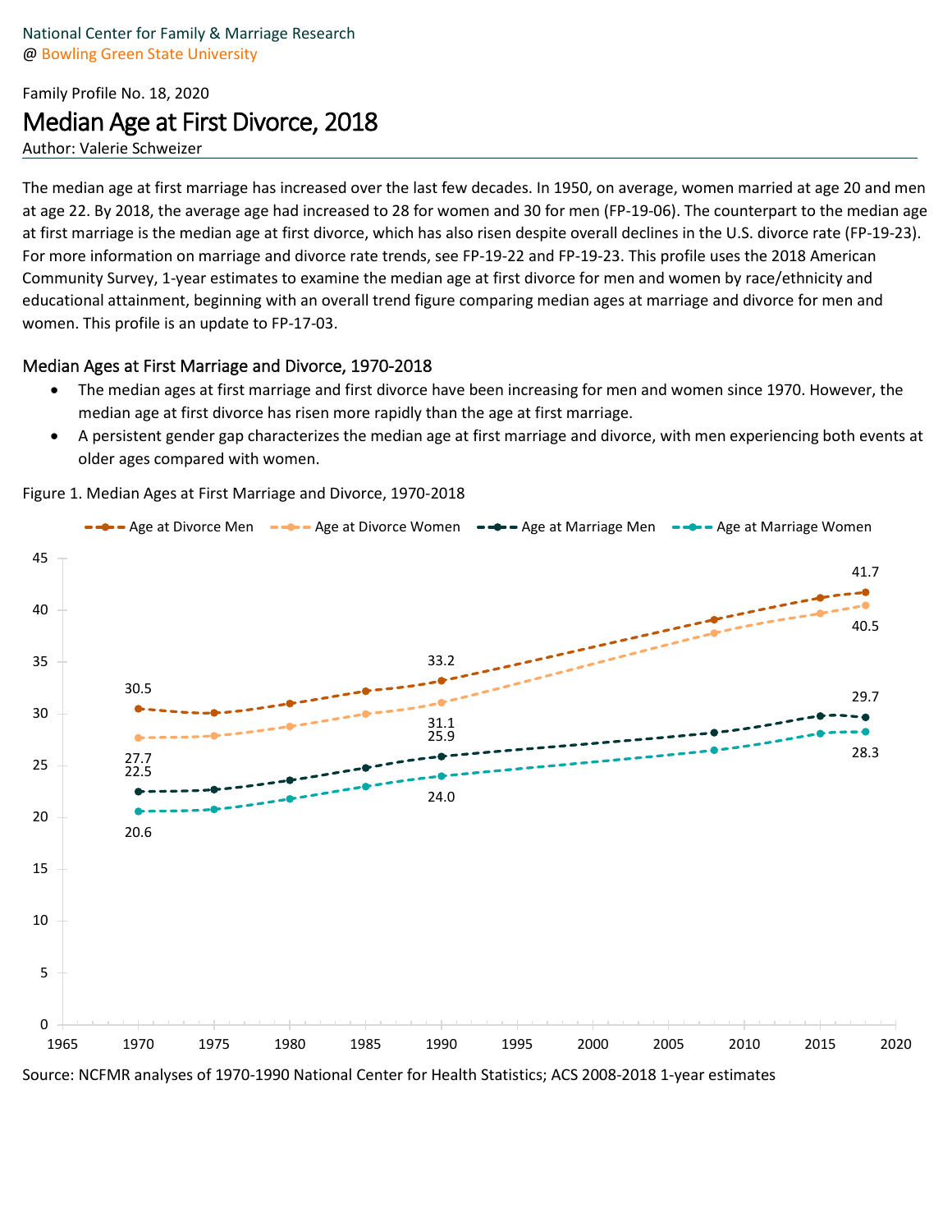National Center for Family & Marriage Research
@ Bowling Green State University

Family Profile No. 18, 2020

# Median Age at First Divorce, 2018

Author: Valerie Schweizer

The median age at first marriage has increased over the last few decades. In 1950, on average, women married at age 20 and men at age 22. By 2018, the average age had increased to 28 for women and 30 for men (FP-19-06). The counterpart to the median age at first marriage is the median age at first divorce, which has also risen despite overall declines in the U.S. divorce rate (FP-19-23). For more information on marriage and divorce rate trends, see FP-19-22 and FP-19-23. This profile uses the 2018 American Community Survey, 1-year estimates to examine the median age at first divorce for men and women by race/ethnicity and educational attainment, beginning with an overall trend figure comparing median ages at marriage and divorce for men and women. This profile is an update to FP-17-03.

## Median Ages at First Marriage and Divorce, 1970-2018

- The median ages at first marriage and first divorce have been increasing for men and women since 1970. However, the median age at first divorce has risen more rapidly than the age at first marriage.
- A persistent gender gap characterizes the median age at first marriage and divorce, with men experiencing both events at older ages compared with women.

Figure 1. Median Ages at First Marriage and Divorce, 1970-2018

| Year | Age at Divorce Men | Age at Divorce Women | Age at Marriage Men | Age at Marriage Women |
|---|---|---|---|---|
| 1970 | 30.5 | 27.7 | 22.5 | 20.6 |
| 1990 | 33.2 | 31.1 | 25.9 | 24.0 |
| 2018 | 41.7 | 40.5 | 29.7 | 28.3 |

Source: NCFMR analyses of 1970-1990 National Center for Health Statistics; ACS 2008-2018 1-year estimates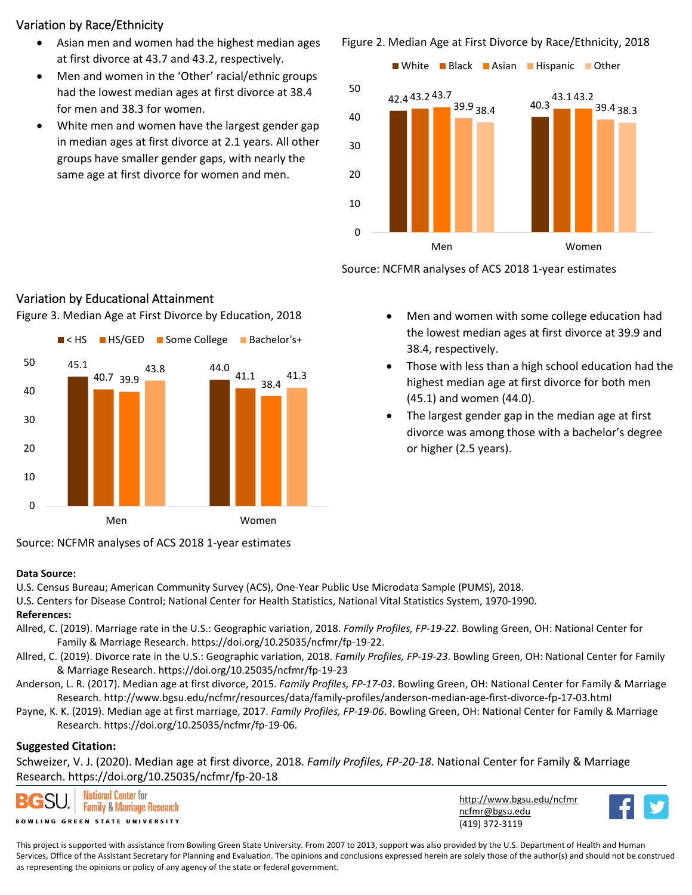## Variation by Race/Ethnicity

- Asian men and women had the highest median ages at first divorce at 43.7 and 43.2, respectively.
- Men and women in the 'Other' racial/ethnic groups had the lowest median ages at first divorce at 38.4 for men and 38.3 for women.
- White men and women have the largest gender gap in median ages at first divorce at 2.1 years. All other groups have smaller gender gaps, with nearly the same age at first divorce for women and men.

Figure 2. Median Age at First Divorce by Race/Ethnicity, 2018

White Black Asian Hispanic Other

50
40
30
20
10
0

42.4 43.2 43.7 39.9 38.4
40.3 43.1 43.2 39.4 38.3

Men
Women

Source: NCFMR analyses of ACS 2018 1-year estimates

## Variation by Educational Attainment

Figure 3. Median Age at First Divorce by Education, 2018

< HS HS/GED Some College Bachelor's+

50
40
30
20
10
0

45.1 40.7 39.9 43.8
44.0 41.1 38.4 41.3

Men
Women

Source: NCFMR analyses of ACS 2018 1-year estimates

- Men and women with some college education had the lowest median ages at first divorce at 39.9 and 38.4, respectively.
- Those with less than a high school education had the highest median age at first divorce for both men (45.1) and women (44.0).
- The largest gender gap in the median age at first divorce was among those with a bachelor's degree or higher (2.5 years).

**Data Source:**

U.S. Census Bureau; American Community Survey (ACS), One-Year Public Use Microdata Sample (PUMS), 2018.

U.S. Centers for Disease Control; National Center for Health Statistics, National Vital Statistics System, 1970-1990.

**References:**

Allred, C. (2019). Marriage rate in the U.S.: Geographic variation, 2018. *Family Profiles, FP-19-22*. Bowling Green, OH: National Center for Family & Marriage Research. https://doi.org/10.25035/ncfmr/fp-19-22.

Allred, C. (2019). Divorce rate in the U.S.: Geographic variation, 2018. *Family Profiles, FP-19-23*. Bowling Green, OH: National Center for Family & Marriage Research. https://doi.org/10.25035/ncfmr/fp-19-23

Anderson, L. R. (2017). Median age at first divorce, 2015. *Family Profiles, FP-17-03*. Bowling Green, OH: National Center for Family & Marriage Research. http://www.bgsu.edu/ncfmr/resources/data/family-profiles/anderson-median-age-first-divorce-fp-17-03.html

Payne, K. K. (2019). Median age at first marriage, 2017. *Family Profiles, FP-19-06*. Bowling Green, OH: National Center for Family & Marriage Research. https://doi.org/10.25035/ncfmr/fp-19-06.

**Suggested Citation:**

Schweizer, V. J. (2020). Median age at first divorce, 2018. *Family Profiles, FP-20-18*. National Center for Family & Marriage Research. https://doi.org/10.25035/ncfmr/fp-20-18

BGSU. National Center for Family & Marriage Research
BOWLING GREEN STATE UNIVERSITY

http://www.bgsu.edu/ncfmr
ncfmr@bgsu.edu
(419) 372-3119

This project is supported with assistance from Bowling Green State University. From 2007 to 2013, support was also provided by the U.S. Department of Health and Human Services, Office of the Assistant Secretary for Planning and Evaluation. The opinions and conclusions expressed herein are solely those of the author(s) and should not be construed as representing the opinions or policy of any agency of the state or federal government.